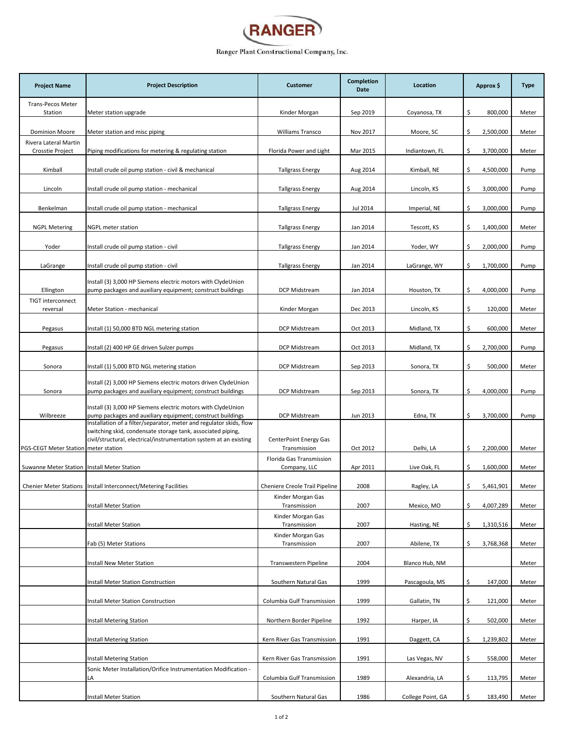# RANGER

Ranger Plant Constructional Company, Inc.

| Project Name | Project Description | Customer | Completion Date | Location | Approx $ | Type |
|---|---|---|---|---|---|---|
| Trans-Pecos Meter Station | Meter station upgrade | Kinder Morgan | Sep 2019 | Coyanosa, TX | $ 800,000 | Meter |
| Dominion Moore | Meter station and misc piping | Williams Transco | Nov 2017 | Moore, SC | $ 2,500,000 | Meter |
| Rivera Lateral Martin Crosstie Project | Piping modifications for metering & regulating station | Florida Power and Light | Mar 2015 | Indiantown, FL | $ 3,700,000 | Meter |
| Kimball | Install crude oil pump station - civil & mechanical | Tallgrass Energy | Aug 2014 | Kimball, NE | $ 4,500,000 | Pump |
| Lincoln | Install crude oil pump station - mechanical | Tallgrass Energy | Aug 2014 | Lincoln, KS | $ 3,000,000 | Pump |
| Benkelman | Install crude oil pump station - mechanical | Tallgrass Energy | Jul 2014 | Imperial, NE | $ 3,000,000 | Pump |
| NGPL Metering | NGPL meter station | Tallgrass Energy | Jan 2014 | Tescott, KS | $ 1,400,000 | Meter |
| Yoder | Install crude oil pump station - civil | Tallgrass Energy | Jan 2014 | Yoder, WY | $ 2,000,000 | Pump |
| LaGrange | Install crude oil pump station - civil | Tallgrass Energy | Jan 2014 | LaGrange, WY | $ 1,700,000 | Pump |
| Ellington | Install (3) 3,000 HP Siemens electric motors with ClydeUnion pump packages and auxiliary equipment; construct buildings | DCP Midstream | Jan 2014 | Houston, TX | $ 4,000,000 | Pump |
| TIGT interconnect reversal | Meter Station - mechanical | Kinder Morgan | Dec 2013 | Lincoln, KS | $ 120,000 | Meter |
| Pegasus | Install (1) 50,000 BTD NGL metering station | DCP Midstream | Oct 2013 | Midland, TX | $ 600,000 | Meter |
| Pegasus | Install (2) 400 HP GE driven Sulzer pumps | DCP Midstream | Oct 2013 | Midland, TX | $ 2,700,000 | Pump |
| Sonora | Install (1) 5,000 BTD NGL metering station | DCP Midstream | Sep 2013 | Sonora, TX | $ 500,000 | Meter |
| Sonora | Install (2) 3,000 HP Siemens electric motors driven ClydeUnion pump packages and auxiliary equipment; construct buildings | DCP Midstream | Sep 2013 | Sonora, TX | $ 4,000,000 | Pump |
| Wilbreeze | Install (3) 3,000 HP Siemens electric motors with ClydeUnion pump packages and auxiliary equipment; construct buildings | DCP Midstream | Jun 2013 | Edna, TX | $ 3,700,000 | Pump |
| PGS-CEGT Meter Station | Installation of a filter/separator, meter and regulator skids, flow switching skid, condensate storage tank, associated piping, civil/structural, electrical/instrumentation system at an existing meter station | CenterPoint Energy Gas Transmission | Oct 2012 | Delhi, LA | $ 2,200,000 | Meter |
| Suwanne Meter Station | Install Meter Station | Florida Gas Transmission Company, LLC | Apr 2011 | Live Oak, FL | $ 1,600,000 | Meter |
| Chenier Meter Stations | Install Interconnect/Metering Facilities | Cheniere Creole Trail Pipeline | 2008 | Ragley, LA | $ 5,461,901 | Meter |
| | Install Meter Station | Kinder Morgan Gas Transmission | 2007 | Mexico, MO | $ 4,007,289 | Meter |
| | Install Meter Station | Kinder Morgan Gas Transmission | 2007 | Hasting, NE | $ 1,310,516 | Meter |
| | Fab (5) Meter Stations | Kinder Morgan Gas Transmission | 2007 | Abilene, TX | $ 3,768,368 | Meter |
| | Install New Meter Station | Transwestern Pipeline | 2004 | Blanco Hub, NM | | Meter |
| | Install Meter Station Construction | Southern Natural Gas | 1999 | Pascagoula, MS | $ 147,000 | Meter |
| | Install Meter Station Construction | Columbia Gulf Transmission | 1999 | Gallatin, TN | $ 121,000 | Meter |
| | Install Metering Station | Northern Border Pipeline | 1992 | Harper, IA | $ 502,000 | Meter |
| | Install Metering Station | Kern River Gas Transmission | 1991 | Daggett, CA | $ 1,239,802 | Meter |
| | Install Metering Station | Kern River Gas Transmission | 1991 | Las Vegas, NV | $ 558,000 | Meter |
| | Sonic Meter Installation/Orifice Instrumentation Modification - LA | Columbia Gulf Transmission | 1989 | Alexandria, LA | $ 113,795 | Meter |
| | Install Meter Station | Southern Natural Gas | 1986 | College Point, GA | $ 183,490 | Meter |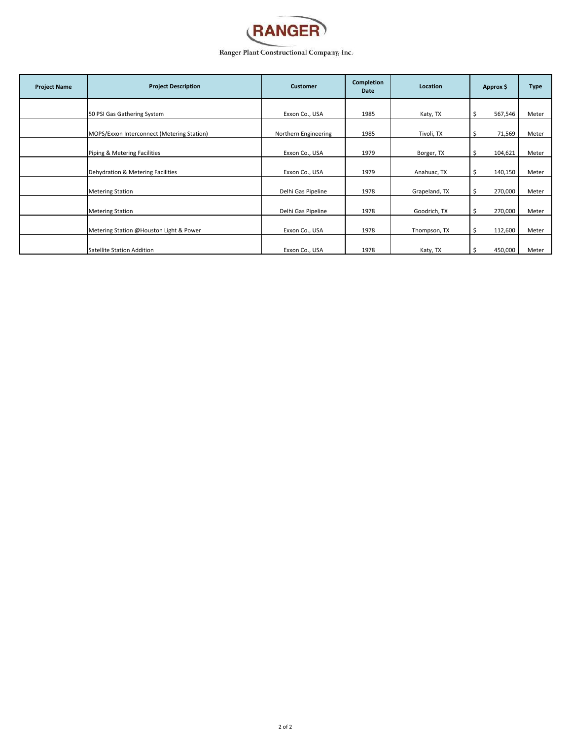# RANGER

Ranger Plant Constructional Company, Inc.

| Project Name | Project Description | Customer | Completion Date | Location | Approx $ | Type |
|---|---|---|---|---|---|---|
| | 50 PSI Gas Gathering System | Exxon Co., USA | 1985 | Katy, TX | $ 567,546 | Meter |
| | MOPS/Exxon Interconnect (Metering Station) | Northern Engineering | 1985 | Tivoli, TX | $ 71,569 | Meter |
| | Piping & Metering Facilities | Exxon Co., USA | 1979 | Borger, TX | $ 104,621 | Meter |
| | Dehydration & Metering Facilities | Exxon Co., USA | 1979 | Anahuac, TX | $ 140,150 | Meter |
| | Metering Station | Delhi Gas Pipeline | 1978 | Grapeland, TX | $ 270,000 | Meter |
| | Metering Station | Delhi Gas Pipeline | 1978 | Goodrich, TX | $ 270,000 | Meter |
| | Metering Station @Houston Light & Power | Exxon Co., USA | 1978 | Thompson, TX | $ 112,600 | Meter |
| | Satellite Station Addition | Exxon Co., USA | 1978 | Katy, TX | $ 450,000 | Meter |